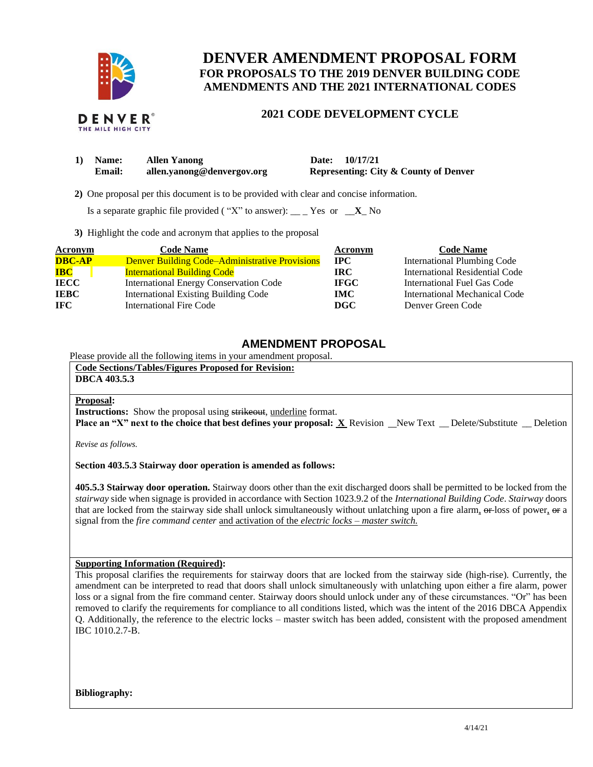# DENVER AMENDMENT PROPOSAL FORM

## FOR PROPOSALS TO THE 2019 DENVER BUILDING CODE AMENDMENTS AND THE 2021 INTERNATIONAL CODES

### 2021 CODE DEVELOPMENT CYCLE

DENVER THE MILE HIGH CITY

**1) Name:** **Allen Yanong** **Date:** **10/17/21**
**Email:** **allen.yanong@denvergov.org** **Representing: City & County of Denver**

**2)** One proposal per this document is to be provided with clear and concise information.

Is a separate graphic file provided ( "X" to answer): __ _ Yes or __**X**_ No

**3)** Highlight the code and acronym that applies to the proposal

| Acronym | Code Name | Acronym | Code Name |
|---|---|---|---|
| **DBC-AP** | Denver Building Code–Administrative Provisions | **IPC** | International Plumbing Code |
| **IBC** | International Building Code | **IRC** | International Residential Code |
| **IECC** | International Energy Conservation Code | **IFGC** | International Fuel Gas Code |
| **IEBC** | International Existing Building Code | **IMC** | International Mechanical Code |
| **IFC** | International Fire Code | **DGC** | Denver Green Code |

## AMENDMENT PROPOSAL

Please provide all the following items in your amendment proposal.

**Code Sections/Tables/Figures Proposed for Revision:**
**DBCA 403.5.3**

**Proposal:**
**Instructions:** Show the proposal using ~~strikeout~~, underline format.
**Place an "X" next to the choice that best defines your proposal:** **X** Revision __New Text __ Delete/Substitute __ Deletion

*Revise as follows.*

**Section 403.5.3 Stairway door operation is amended as follows:**

**405.5.3 Stairway door operation.** Stairway doors other than the exit discharged doors shall be permitted to be locked from the *stairway* side when signage is provided in accordance with Section 1023.9.2 of the *International Building Code*. *Stairway* doors that are locked from the stairway side shall unlock simultaneously without unlatching upon a fire alarm, ~~or~~ loss of power, ~~or~~ a signal from the *fire command center* <u>and activation of the *electric locks – master switch.*</u>

**Supporting Information (Required):**
This proposal clarifies the requirements for stairway doors that are locked from the stairway side (high-rise). Currently, the amendment can be interpreted to read that doors shall unlock simultaneously with unlatching upon either a fire alarm, power loss or a signal from the fire command center. Stairway doors should unlock under any of these circumstances. "Or" has been removed to clarify the requirements for compliance to all conditions listed, which was the intent of the 2016 DBCA Appendix Q. Additionally, the reference to the electric locks – master switch has been added, consistent with the proposed amendment IBC 1010.2.7-B.

**Bibliography:**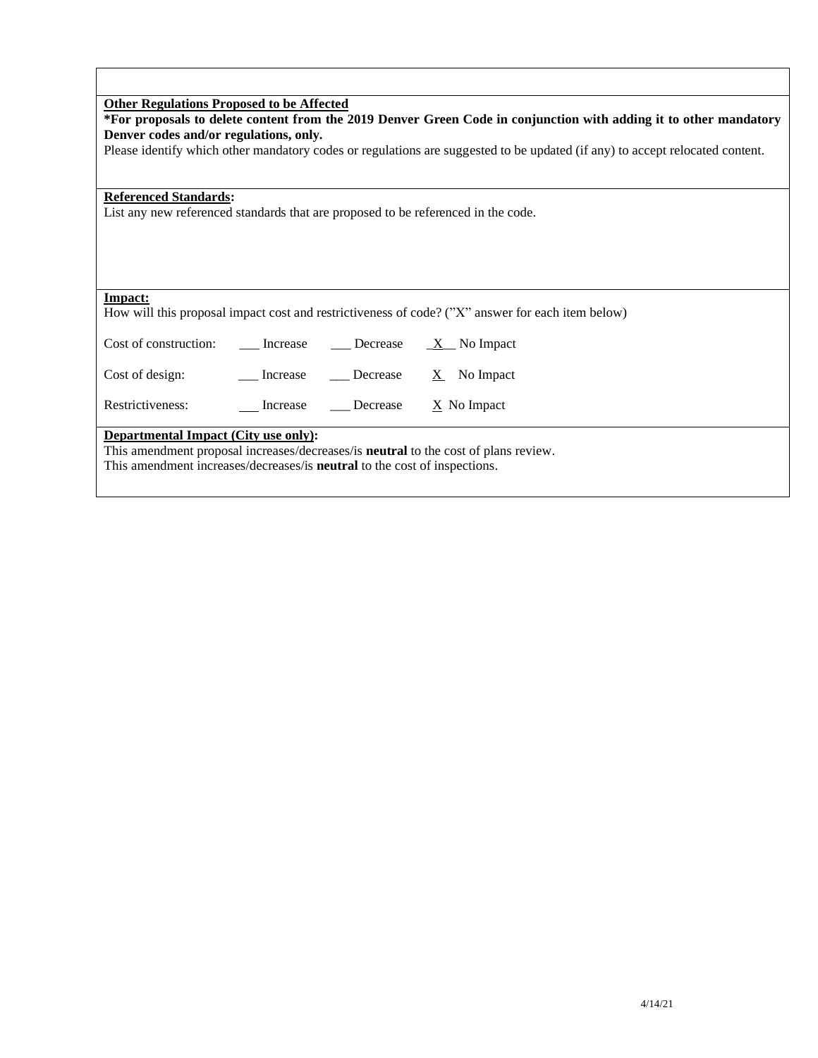**Other Regulations Proposed to be Affected**

**\*For proposals to delete content from the 2019 Denver Green Code in conjunction with adding it to other mandatory Denver codes and/or regulations, only.**

Please identify which other mandatory codes or regulations are suggested to be updated (if any) to accept relocated content.

**Referenced Standards:**

List any new referenced standards that are proposed to be referenced in the code.

**Impact:**

How will this proposal impact cost and restrictiveness of code? ("X" answer for each item below)

| | | | |
|---|---|---|---|
| Cost of construction: | ___ Increase | ___ Decrease | _X_ No Impact |
| Cost of design: | ___ Increase | ___ Decrease | X No Impact |
| Restrictiveness: | ___ Increase | ___ Decrease | X No Impact |

**Departmental Impact (City use only):**

This amendment proposal increases/decreases/is **neutral** to the cost of plans review.

This amendment increases/decreases/is **neutral** to the cost of inspections.

4/14/21